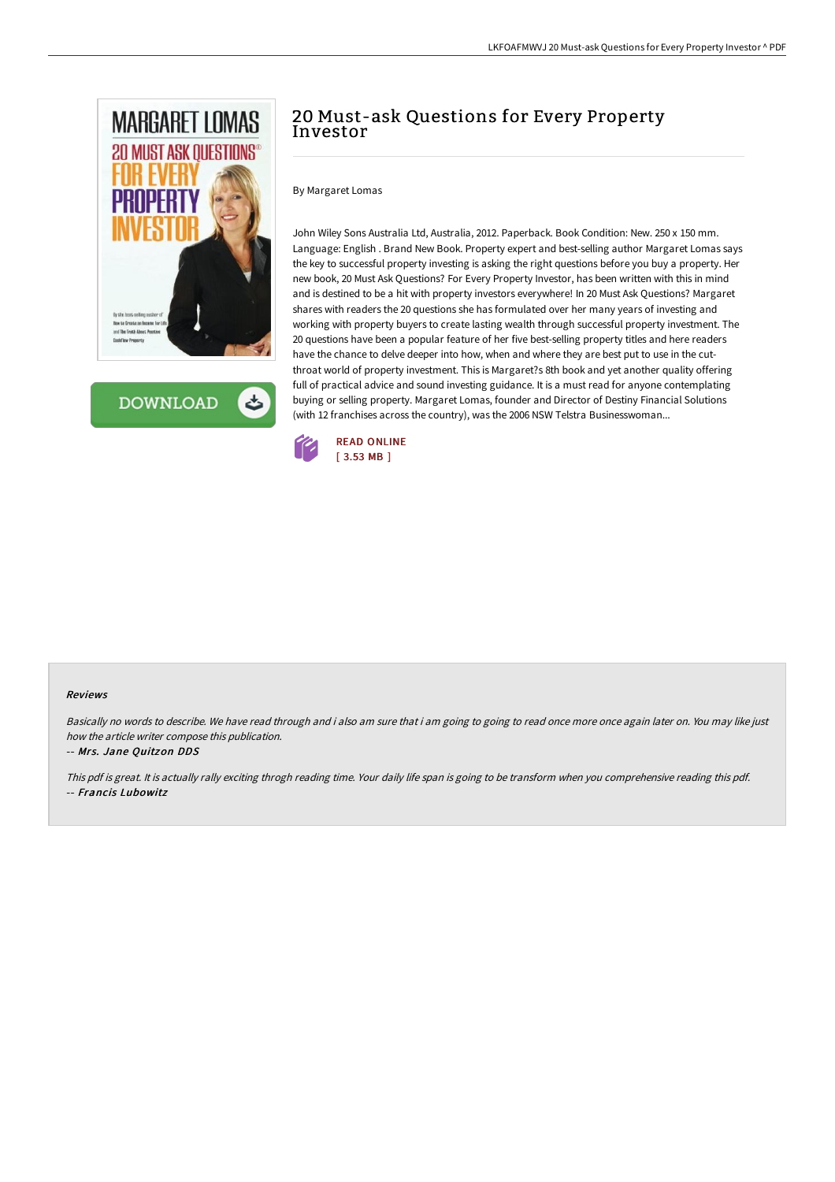# 20 Must-ask Questions for Every Property Investor

By Margaret Lomas

John Wiley Sons Australia Ltd, Australia, 2012. Paperback. Book Condition: New. 250 x 150 mm. Language: English . Brand New Book. Property expert and best-selling author Margaret Lomas says the key to successful property investing is asking the right questions before you buy a property. Her new book, 20 Must Ask Questions? For Every Property Investor, has been written with this in mind and is destined to be a hit with property investors everywhere! In 20 Must Ask Questions? Margaret shares with readers the 20 questions she has formulated over her many years of investing and working with property buyers to create lasting wealth through successful property investment. The 20 questions have been a popular feature of her five best-selling property titles and here readers have the chance to delve deeper into how, when and where they are best put to use in the cut-throat world of property investment. This is Margaret?s 8th book and yet another quality offering full of practical advice and sound investing guidance. It is a must read for anyone contemplating buying or selling property. Margaret Lomas, founder and Director of Destiny Financial Solutions (with 12 franchises across the country), was the 2006 NSW Telstra Businesswoman...

READ ONLINE
[ 3.53 MB ]

### Reviews

*Basically no words to describe. We have read through and i also am sure that i am going to going to read once more once again later on. You may like just how the article writer compose this publication.*

-- *Mrs. Jane Quitzon DDS*

*This pdf is great. It is actually rally exciting throgh reading time. Your daily life span is going to be transform when you comprehensive reading this pdf.*

-- *Francis Lubowitz*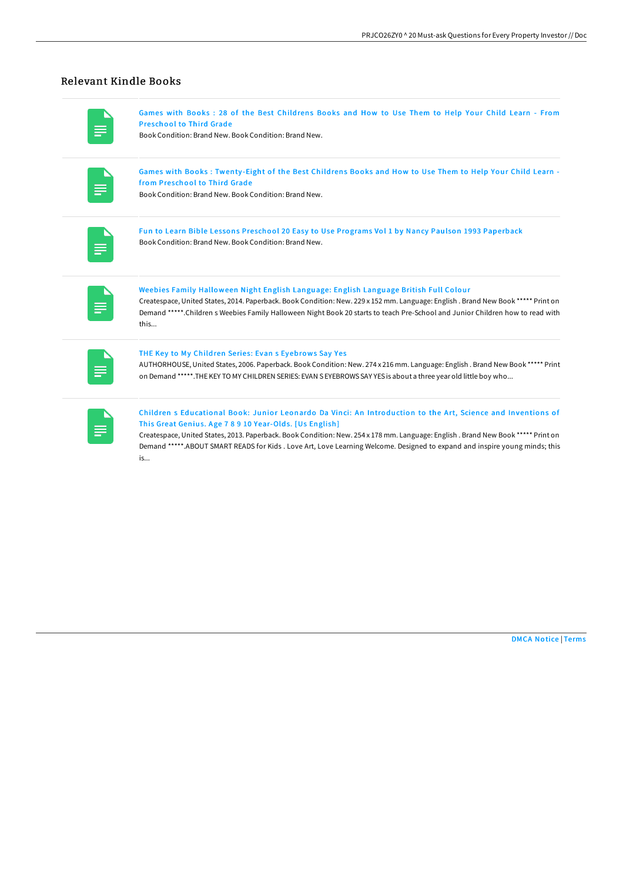## Relevant Kindle Books

Games with Books : 28 of the Best Childrens Books and How to Use Them to Help Your Child Learn - From Preschool to Third Grade

Book Condition: Brand New. Book Condition: Brand New.

Games with Books : Twenty-Eight of the Best Childrens Books and How to Use Them to Help Your Child Learn - from Preschool to Third Grade

Book Condition: Brand New. Book Condition: Brand New.

Fun to Learn Bible Lessons Preschool 20 Easy to Use Programs Vol 1 by Nancy Paulson 1993 Paperback

Book Condition: Brand New. Book Condition: Brand New.

Weebies Family Halloween Night English Language: English Language British Full Colour

Createspace, United States, 2014. Paperback. Book Condition: New. 229 x 152 mm. Language: English . Brand New Book ***** Print on Demand *****.Children s Weebies Family Halloween Night Book 20 starts to teach Pre-School and Junior Children how to read with this...

THE Key to My Children Series: Evan s Eyebrows Say Yes

AUTHORHOUSE, United States, 2006. Paperback. Book Condition: New. 274 x 216 mm. Language: English . Brand New Book ***** Print on Demand *****.THE KEY TO MY CHILDREN SERIES: EVAN S EYEBROWS SAY YES is about a three year old little boy who...

Children s Educational Book: Junior Leonardo Da Vinci: An Introduction to the Art, Science and Inventions of This Great Genius. Age 7 8 9 10 Year-Olds. [Us English]

Createspace, United States, 2013. Paperback. Book Condition: New. 254 x 178 mm. Language: English . Brand New Book ***** Print on Demand *****.ABOUT SMART READS for Kids . Love Art, Love Learning Welcome. Designed to expand and inspire young minds; this is...

DMCA Notice | Terms